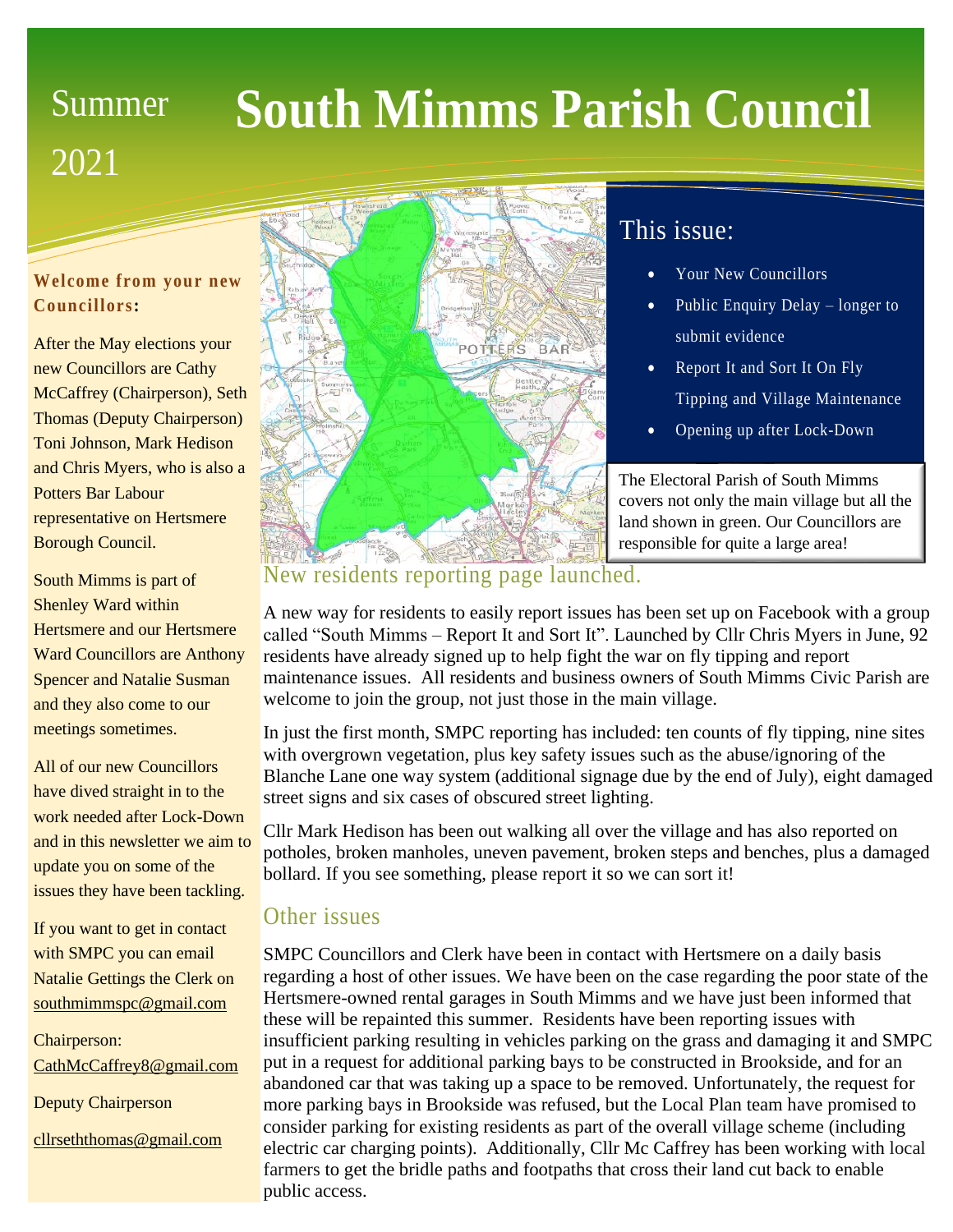Summer 2021

# South Mimms Parish Council

**Welcome from your new Councillors:**

After the May elections your new Councillors are Cathy McCaffrey (Chairperson), Seth Thomas (Deputy Chairperson) Toni Johnson, Mark Hedison and Chris Myers, who is also a Potters Bar Labour representative on Hertsmere Borough Council.

South Mimms is part of Shenley Ward within Hertsmere and our Hertsmere Ward Councillors are Anthony Spencer and Natalie Susman and they also come to our meetings sometimes.

All of our new Councillors have dived straight in to the work needed after Lock-Down and in this newsletter we aim to update you on some of the issues they have been tackling.

If you want to get in contact with SMPC you can email Natalie Gettings the Clerk on southmimmspc@gmail.com

Chairperson:
CathMcCaffrey8@gmail.com

Deputy Chairperson
cllrseththomas@gmail.com

## This issue:

- Your New Councillors
- Public Enquiry Delay – longer to submit evidence
- Report It and Sort It On Fly Tipping and Village Maintenance
- Opening up after Lock-Down

The Electoral Parish of South Mimms covers not only the main village but all the land shown in green. Our Councillors are responsible for quite a large area!

## New residents reporting page launched.

A new way for residents to easily report issues has been set up on Facebook with a group called "South Mimms – Report It and Sort It". Launched by Cllr Chris Myers in June, 92 residents have already signed up to help fight the war on fly tipping and report maintenance issues. All residents and business owners of South Mimms Civic Parish are welcome to join the group, not just those in the main village.

In just the first month, SMPC reporting has included: ten counts of fly tipping, nine sites with overgrown vegetation, plus key safety issues such as the abuse/ignoring of the Blanche Lane one way system (additional signage due by the end of July), eight damaged street signs and six cases of obscured street lighting.

Cllr Mark Hedison has been out walking all over the village and has also reported on potholes, broken manholes, uneven pavement, broken steps and benches, plus a damaged bollard. If you see something, please report it so we can sort it!

## Other issues

SMPC Councillors and Clerk have been in contact with Hertsmere on a daily basis regarding a host of other issues. We have been on the case regarding the poor state of the Hertsmere-owned rental garages in South Mimms and we have just been informed that these will be repainted this summer. Residents have been reporting issues with insufficient parking resulting in vehicles parking on the grass and damaging it and SMPC put in a request for additional parking bays to be constructed in Brookside, and for an abandoned car that was taking up a space to be removed. Unfortunately, the request for more parking bays in Brookside was refused, but the Local Plan team have promised to consider parking for existing residents as part of the overall village scheme (including electric car charging points). Additionally, Cllr Mc Caffrey has been working with local farmers to get the bridle paths and footpaths that cross their land cut back to enable public access.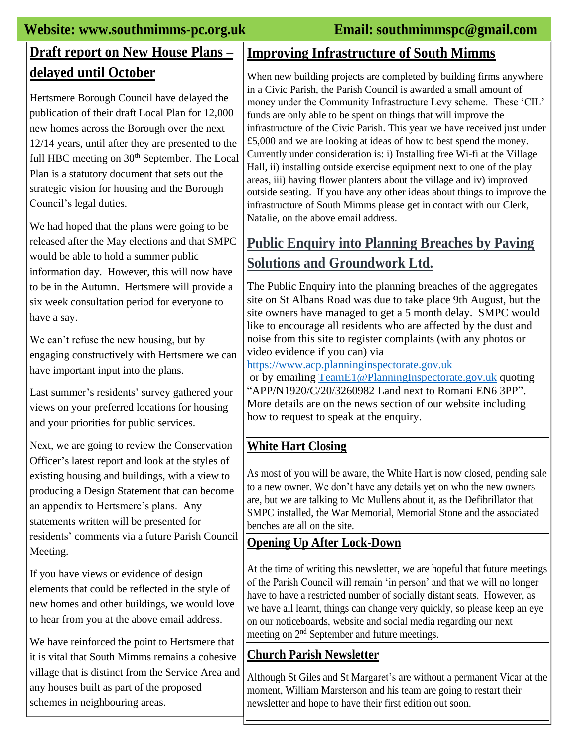Website: www.southmimms-pc.org.uk Email: southmimmspc@gmail.com

## Draft report on New House Plans – delayed until October

Hertsmere Borough Council have delayed the publication of their draft Local Plan for 12,000 new homes across the Borough over the next 12/14 years, until after they are presented to the full HBC meeting on 30th September. The Local Plan is a statutory document that sets out the strategic vision for housing and the Borough Council's legal duties.

We had hoped that the plans were going to be released after the May elections and that SMPC would be able to hold a summer public information day. However, this will now have to be in the Autumn. Hertsmere will provide a six week consultation period for everyone to have a say.

We can't refuse the new housing, but by engaging constructively with Hertsmere we can have important input into the plans.

Last summer's residents' survey gathered your views on your preferred locations for housing and your priorities for public services.

Next, we are going to review the Conservation Officer's latest report and look at the styles of existing housing and buildings, with a view to producing a Design Statement that can become an appendix to Hertsmere's plans. Any statements written will be presented for residents' comments via a future Parish Council Meeting.

If you have views or evidence of design elements that could be reflected in the style of new homes and other buildings, we would love to hear from you at the above email address.

We have reinforced the point to Hertsmere that it is vital that South Mimms remains a cohesive village that is distinct from the Service Area and any houses built as part of the proposed schemes in neighbouring areas.

## Improving Infrastructure of South Mimms

When new building projects are completed by building firms anywhere in a Civic Parish, the Parish Council is awarded a small amount of money under the Community Infrastructure Levy scheme. These 'CIL' funds are only able to be spent on things that will improve the infrastructure of the Civic Parish. This year we have received just under £5,000 and we are looking at ideas of how to best spend the money. Currently under consideration is: i) Installing free Wi-fi at the Village Hall, ii) installing outside exercise equipment next to one of the play areas, iii) having flower planters about the village and iv) improved outside seating. If you have any other ideas about things to improve the infrastructure of South Mimms please get in contact with our Clerk, Natalie, on the above email address.

## Public Enquiry into Planning Breaches by Paving Solutions and Groundwork Ltd.

The Public Enquiry into the planning breaches of the aggregates site on St Albans Road was due to take place 9th August, but the site owners have managed to get a 5 month delay. SMPC would like to encourage all residents who are affected by the dust and noise from this site to register complaints (with any photos or video evidence if you can) via https://www.acp.planninginspectorate.gov.uk or by emailing TeamE1@PlanningInspectorate.gov.uk quoting "APP/N1920/C/20/3260982 Land next to Romani EN6 3PP". More details are on the news section of our website including how to request to speak at the enquiry.

## White Hart Closing

As most of you will be aware, the White Hart is now closed, pending sale to a new owner. We don't have any details yet on who the new owners are, but we are talking to Mc Mullens about it, as the Defibrillator that SMPC installed, the War Memorial, Memorial Stone and the associated benches are all on the site.

## Opening Up After Lock-Down

At the time of writing this newsletter, we are hopeful that future meetings of the Parish Council will remain 'in person' and that we will no longer have to have a restricted number of socially distant seats. However, as we have all learnt, things can change very quickly, so please keep an eye on our noticeboards, website and social media regarding our next meeting on 2nd September and future meetings.

## Church Parish Newsletter

Although St Giles and St Margaret's are without a permanent Vicar at the moment, William Marsterson and his team are going to restart their newsletter and hope to have their first edition out soon.